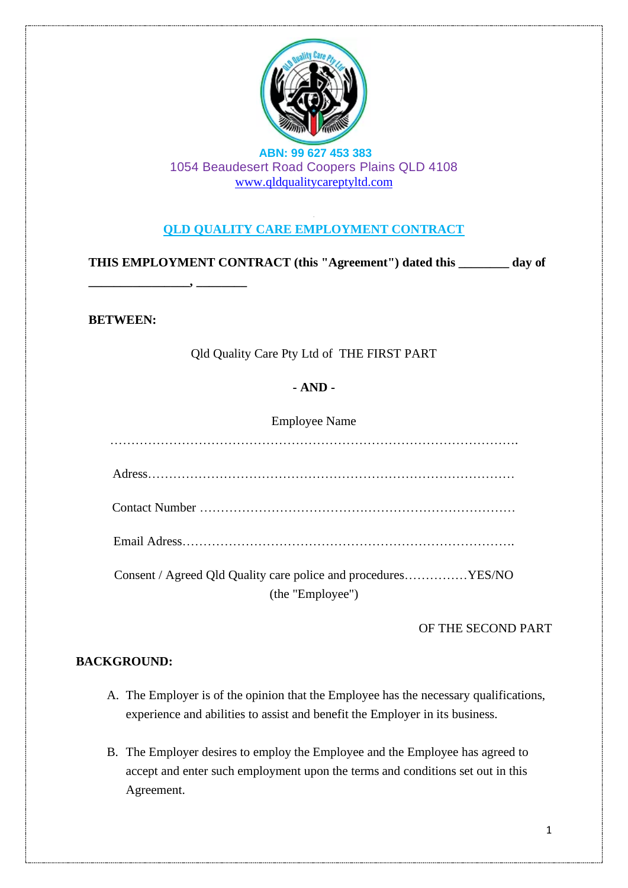ABN: 99 627 453 383

1054 Beaudesert Road Coopers Plains QLD 4108

www.qldqualitycareptyltd.com

# QLD QUALITY CARE EMPLOYMENT CONTRACT

**THIS EMPLOYMENT CONTRACT (this "Agreement") dated this ________ day of ________________, ________**

**BETWEEN:**

Qld Quality Care Pty Ltd of THE FIRST PART

**- AND -**

Employee Name

…………………………………………………………………………………….

Adress………………………………………………………………………………

Contact Number …………………………………………………………………

Email Adress……………………………………………………………………….

Consent / Agreed Qld Quality care police and procedures……………YES/NO

(the "Employee")

OF THE SECOND PART

**BACKGROUND:**

A. The Employer is of the opinion that the Employee has the necessary qualifications, experience and abilities to assist and benefit the Employer in its business.

B. The Employer desires to employ the Employee and the Employee has agreed to accept and enter such employment upon the terms and conditions set out in this Agreement.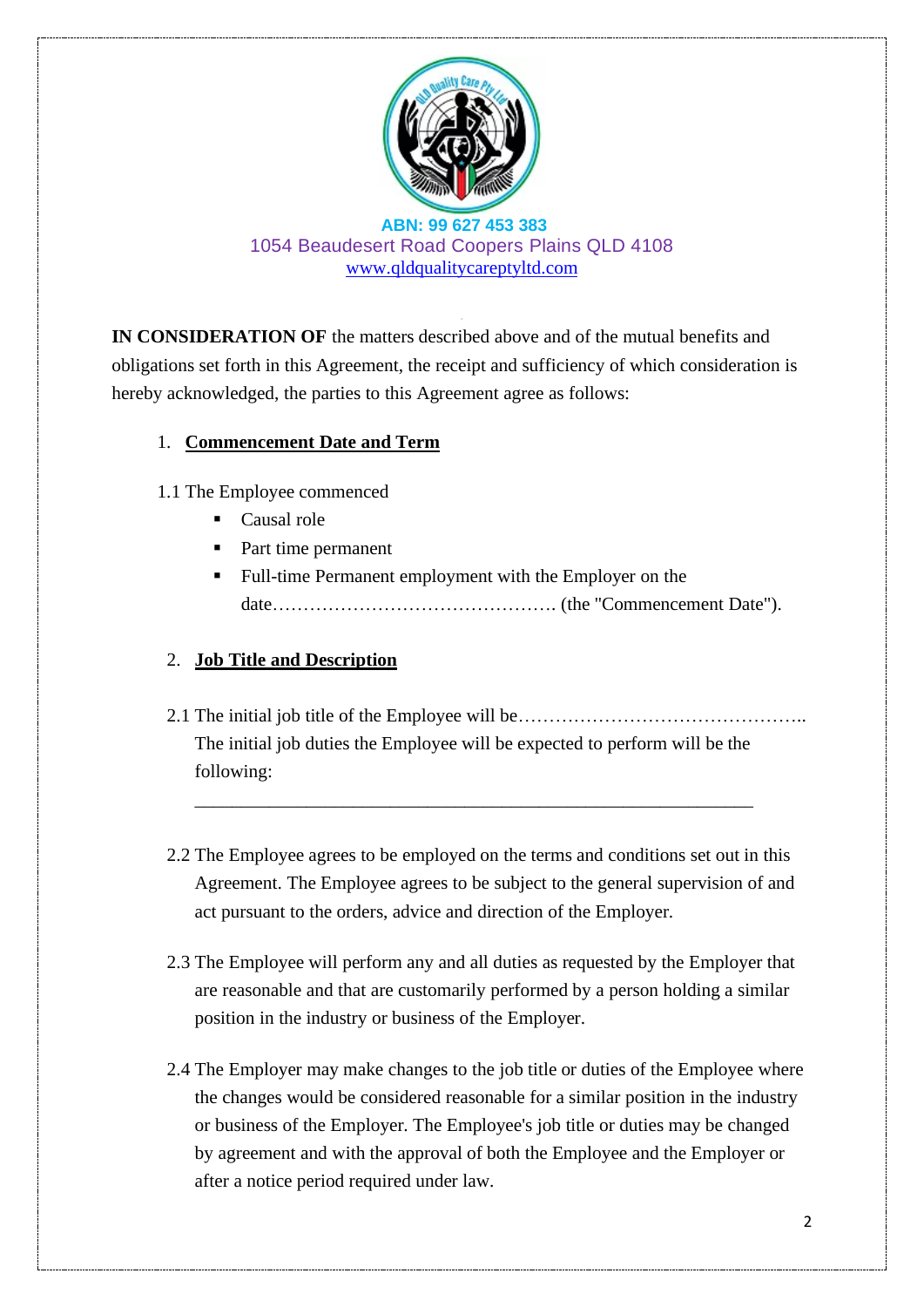ABN: 99 627 453 383

1054 Beaudesert Road Coopers Plains QLD 4108

www.qldqualitycareptyltd.com

**IN CONSIDERATION OF** the matters described above and of the mutual benefits and obligations set forth in this Agreement, the receipt and sufficiency of which consideration is hereby acknowledged, the parties to this Agreement agree as follows:

1. **Commencement Date and Term**

1.1 The Employee commenced

- Causal role
- Part time permanent
- Full-time Permanent employment with the Employer on the date……………………………………… (the "Commencement Date").

2. **Job Title and Description**

2.1 The initial job title of the Employee will be……………………………………….. The initial job duties the Employee will be expected to perform will be the following:

_____________________________________________________________

2.2 The Employee agrees to be employed on the terms and conditions set out in this Agreement. The Employee agrees to be subject to the general supervision of and act pursuant to the orders, advice and direction of the Employer.

2.3 The Employee will perform any and all duties as requested by the Employer that are reasonable and that are customarily performed by a person holding a similar position in the industry or business of the Employer.

2.4 The Employer may make changes to the job title or duties of the Employee where the changes would be considered reasonable for a similar position in the industry or business of the Employer. The Employee's job title or duties may be changed by agreement and with the approval of both the Employee and the Employer or after a notice period required under law.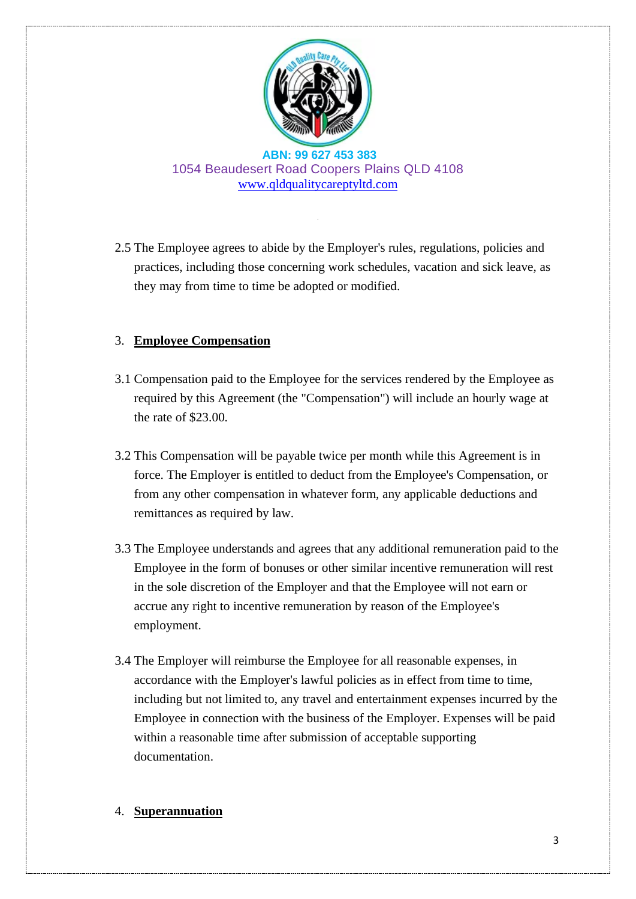2.5 The Employee agrees to abide by the Employer's rules, regulations, policies and practices, including those concerning work schedules, vacation and sick leave, as they may from time to time be adopted or modified.

## 3. Employee Compensation

3.1 Compensation paid to the Employee for the services rendered by the Employee as required by this Agreement (the "Compensation") will include an hourly wage at the rate of $23.00.

3.2 This Compensation will be payable twice per month while this Agreement is in force. The Employer is entitled to deduct from the Employee's Compensation, or from any other compensation in whatever form, any applicable deductions and remittances as required by law.

3.3 The Employee understands and agrees that any additional remuneration paid to the Employee in the form of bonuses or other similar incentive remuneration will rest in the sole discretion of the Employer and that the Employee will not earn or accrue any right to incentive remuneration by reason of the Employee's employment.

3.4 The Employer will reimburse the Employee for all reasonable expenses, in accordance with the Employer's lawful policies as in effect from time to time, including but not limited to, any travel and entertainment expenses incurred by the Employee in connection with the business of the Employer. Expenses will be paid within a reasonable time after submission of acceptable supporting documentation.

## 4. Superannuation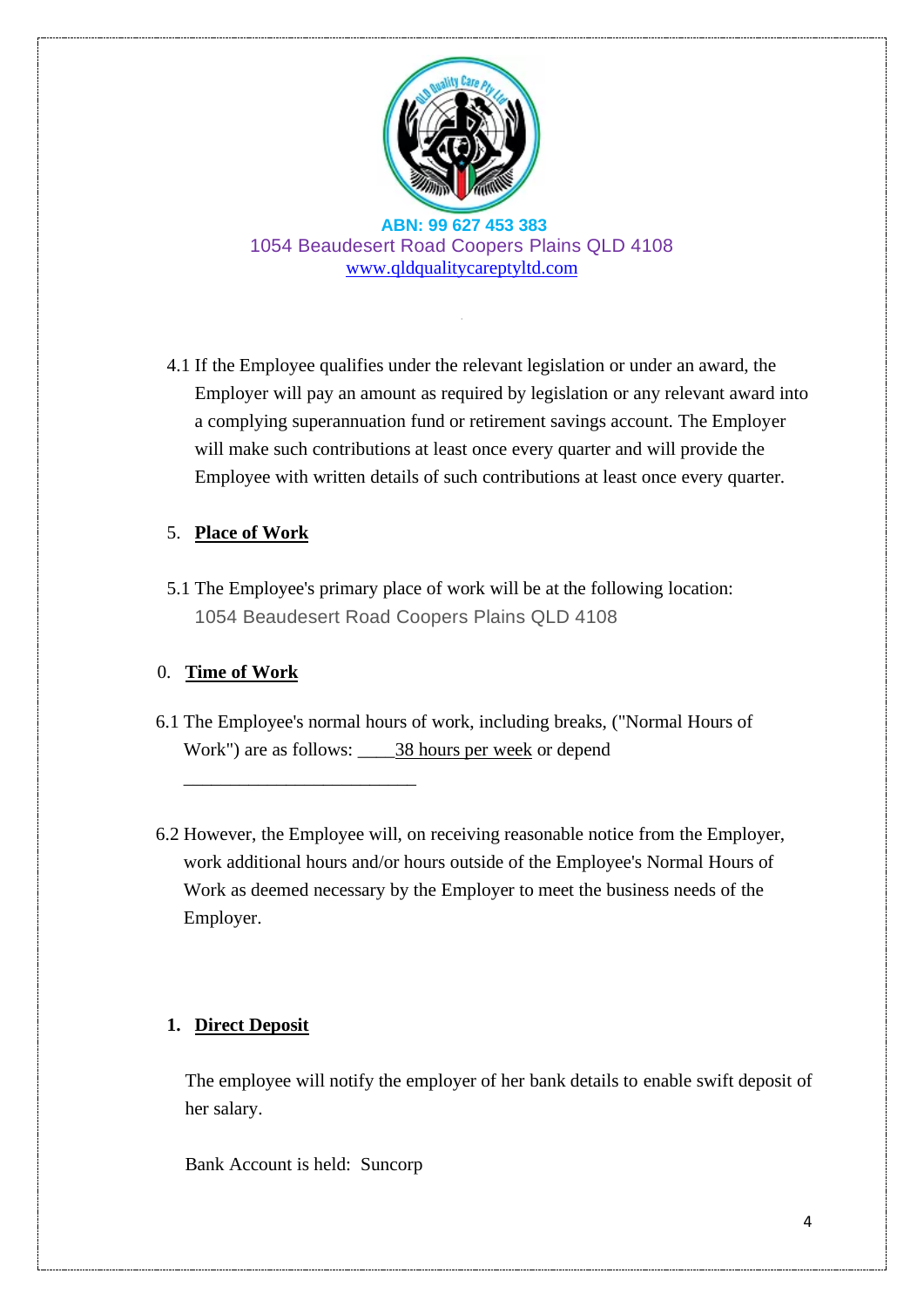ABN: 99 627 453 383
1054 Beaudesert Road Coopers Plains QLD 4108
www.qldqualitycareptyltd.com

4.1 If the Employee qualifies under the relevant legislation or under an award, the Employer will pay an amount as required by legislation or any relevant award into a complying superannuation fund or retirement savings account. The Employer will make such contributions at least once every quarter and will provide the Employee with written details of such contributions at least once every quarter.

5. **Place of Work**

5.1 The Employee's primary place of work will be at the following location: 1054 Beaudesert Road Coopers Plains QLD 4108

0. **Time of Work**

6.1 The Employee's normal hours of work, including breaks, ("Normal Hours of Work") are as follows: ____38 hours per week or depend __________________________

6.2 However, the Employee will, on receiving reasonable notice from the Employer, work additional hours and/or hours outside of the Employee's Normal Hours of Work as deemed necessary by the Employer to meet the business needs of the Employer.

**1. Direct Deposit**

The employee will notify the employer of her bank details to enable swift deposit of her salary.

Bank Account is held: Suncorp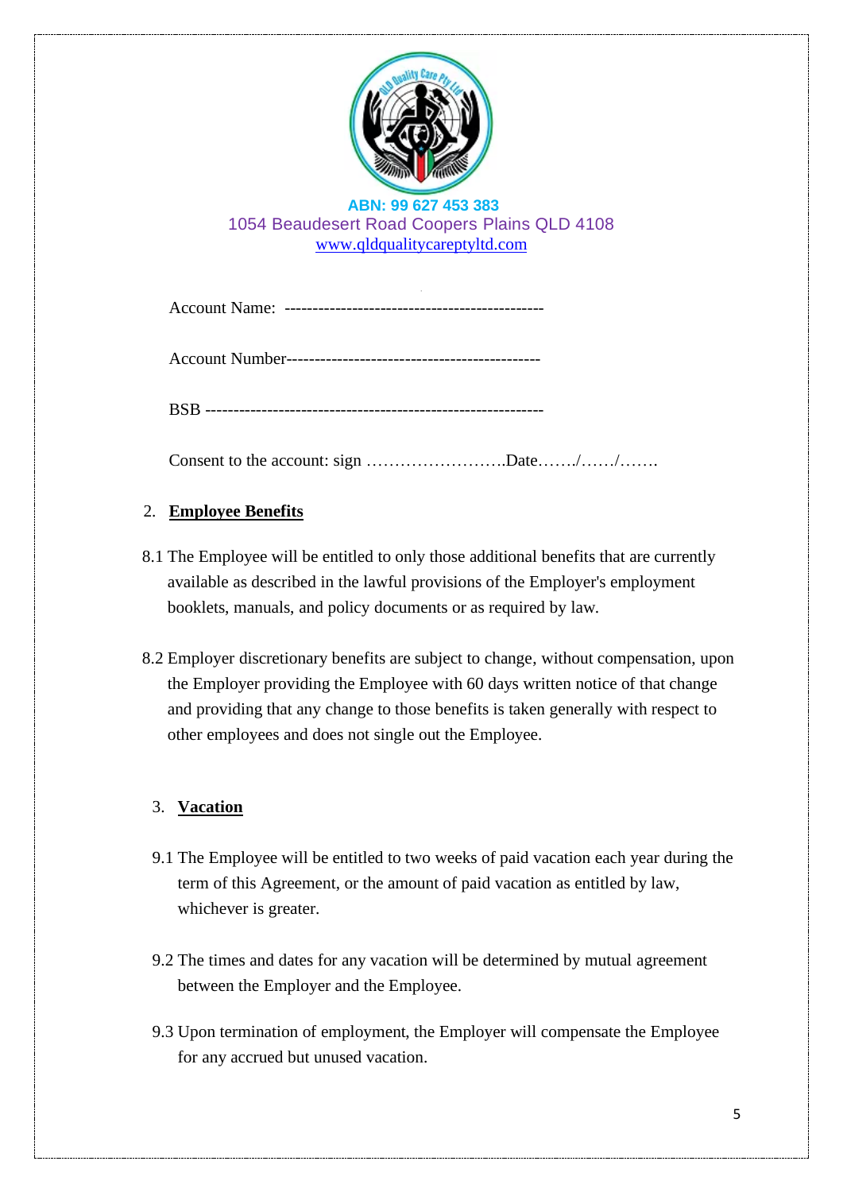ABN: 99 627 453 383
1054 Beaudesert Road Coopers Plains QLD 4108
www.qldqualitycareptyltd.com

Account Name: ---------------------------------------------

Account Number--------------------------------------------

BSB ----------------------------------------------------------

Consent to the account: sign ……………………..Date……./……/…….

## 2. **Employee Benefits**

8.1 The Employee will be entitled to only those additional benefits that are currently available as described in the lawful provisions of the Employer's employment booklets, manuals, and policy documents or as required by law.

8.2 Employer discretionary benefits are subject to change, without compensation, upon the Employer providing the Employee with 60 days written notice of that change and providing that any change to those benefits is taken generally with respect to other employees and does not single out the Employee.

## 3. **Vacation**

9.1 The Employee will be entitled to two weeks of paid vacation each year during the term of this Agreement, or the amount of paid vacation as entitled by law, whichever is greater.

9.2 The times and dates for any vacation will be determined by mutual agreement between the Employer and the Employee.

9.3 Upon termination of employment, the Employer will compensate the Employee for any accrued but unused vacation.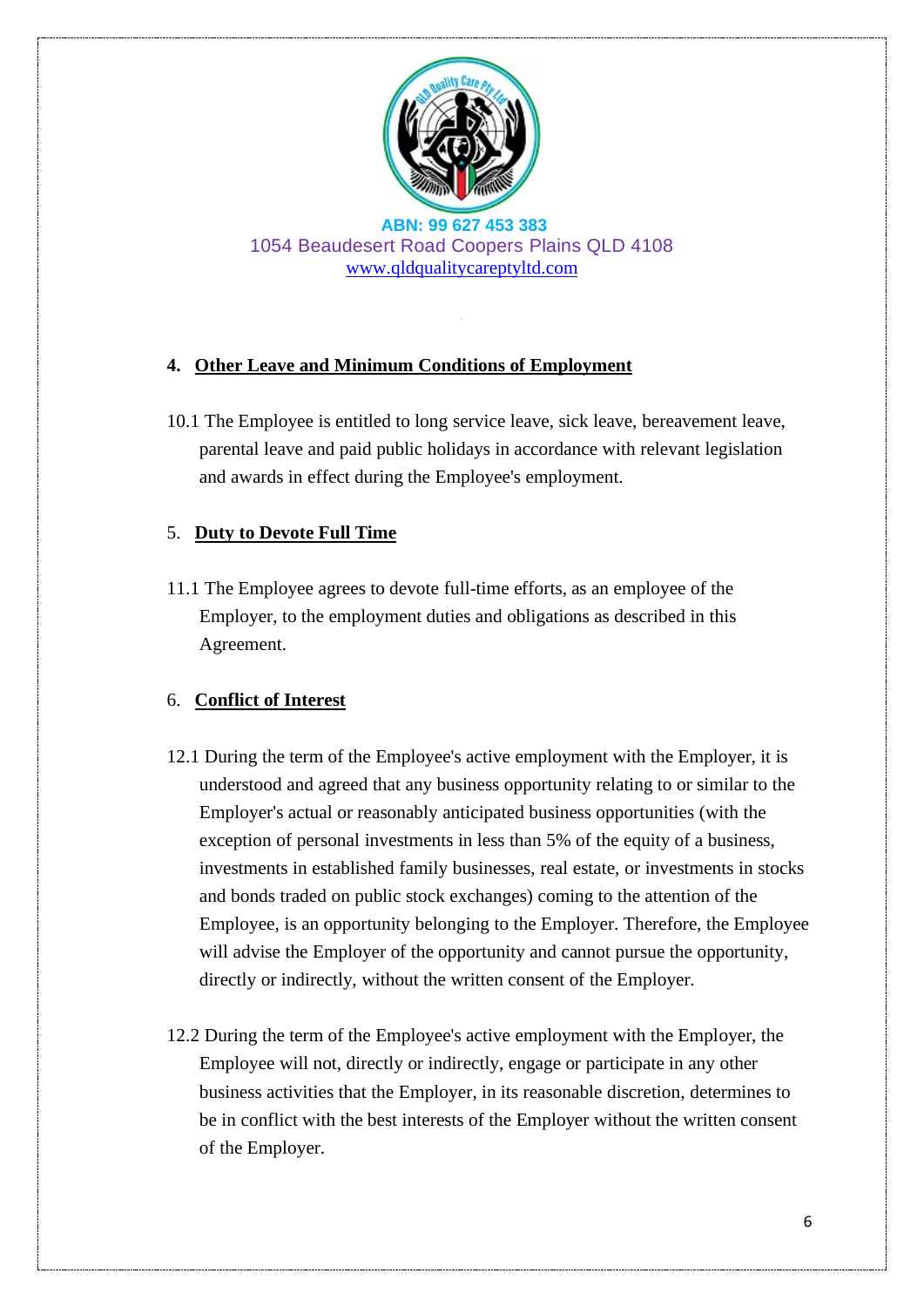**ABN: 99 627 453 383**
1054 Beaudesert Road Coopers Plains QLD 4108
www.qldqualitycareptyltd.com

## 4. Other Leave and Minimum Conditions of Employment

10.1 The Employee is entitled to long service leave, sick leave, bereavement leave, parental leave and paid public holidays in accordance with relevant legislation and awards in effect during the Employee's employment.

## 5. Duty to Devote Full Time

11.1 The Employee agrees to devote full-time efforts, as an employee of the Employer, to the employment duties and obligations as described in this Agreement.

## 6. Conflict of Interest

12.1 During the term of the Employee's active employment with the Employer, it is understood and agreed that any business opportunity relating to or similar to the Employer's actual or reasonably anticipated business opportunities (with the exception of personal investments in less than 5% of the equity of a business, investments in established family businesses, real estate, or investments in stocks and bonds traded on public stock exchanges) coming to the attention of the Employee, is an opportunity belonging to the Employer. Therefore, the Employee will advise the Employer of the opportunity and cannot pursue the opportunity, directly or indirectly, without the written consent of the Employer.

12.2 During the term of the Employee's active employment with the Employer, the Employee will not, directly or indirectly, engage or participate in any other business activities that the Employer, in its reasonable discretion, determines to be in conflict with the best interests of the Employer without the written consent of the Employer.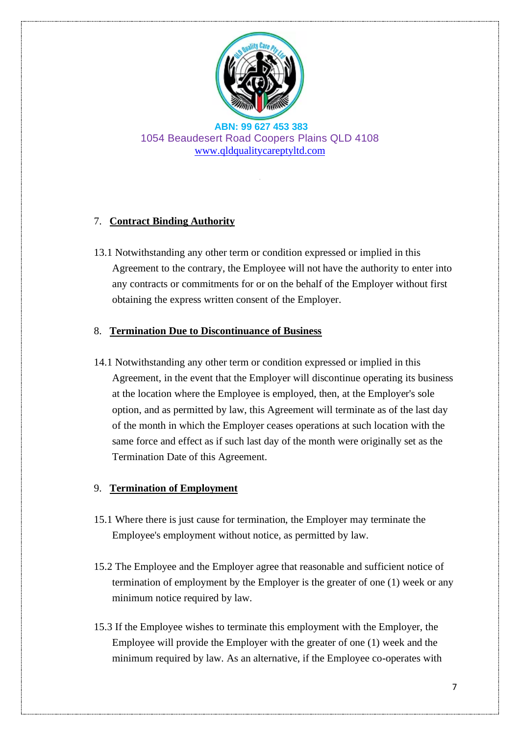ABN: 99 627 453 383
1054 Beaudesert Road Coopers Plains QLD 4108
www.qldqualitycareptyltd.com

## 7. Contract Binding Authority

13.1 Notwithstanding any other term or condition expressed or implied in this Agreement to the contrary, the Employee will not have the authority to enter into any contracts or commitments for or on the behalf of the Employer without first obtaining the express written consent of the Employer.

## 8. Termination Due to Discontinuance of Business

14.1 Notwithstanding any other term or condition expressed or implied in this Agreement, in the event that the Employer will discontinue operating its business at the location where the Employee is employed, then, at the Employer's sole option, and as permitted by law, this Agreement will terminate as of the last day of the month in which the Employer ceases operations at such location with the same force and effect as if such last day of the month were originally set as the Termination Date of this Agreement.

## 9. Termination of Employment

15.1 Where there is just cause for termination, the Employer may terminate the Employee's employment without notice, as permitted by law.

15.2 The Employee and the Employer agree that reasonable and sufficient notice of termination of employment by the Employer is the greater of one (1) week or any minimum notice required by law.

15.3 If the Employee wishes to terminate this employment with the Employer, the Employee will provide the Employer with the greater of one (1) week and the minimum required by law. As an alternative, if the Employee co-operates with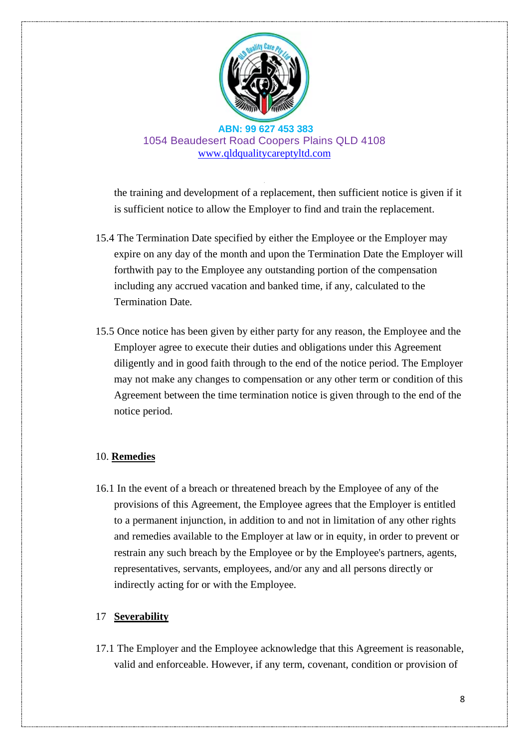the training and development of a replacement, then sufficient notice is given if it is sufficient notice to allow the Employer to find and train the replacement.

15.4 The Termination Date specified by either the Employee or the Employer may expire on any day of the month and upon the Termination Date the Employer will forthwith pay to the Employee any outstanding portion of the compensation including any accrued vacation and banked time, if any, calculated to the Termination Date.

15.5 Once notice has been given by either party for any reason, the Employee and the Employer agree to execute their duties and obligations under this Agreement diligently and in good faith through to the end of the notice period. The Employer may not make any changes to compensation or any other term or condition of this Agreement between the time termination notice is given through to the end of the notice period.

## 10. **Remedies**

16.1 In the event of a breach or threatened breach by the Employee of any of the provisions of this Agreement, the Employee agrees that the Employer is entitled to a permanent injunction, in addition to and not in limitation of any other rights and remedies available to the Employer at law or in equity, in order to prevent or restrain any such breach by the Employee or by the Employee's partners, agents, representatives, servants, employees, and/or any and all persons directly or indirectly acting for or with the Employee.

## 17 **Severability**

17.1 The Employer and the Employee acknowledge that this Agreement is reasonable, valid and enforceable. However, if any term, covenant, condition or provision of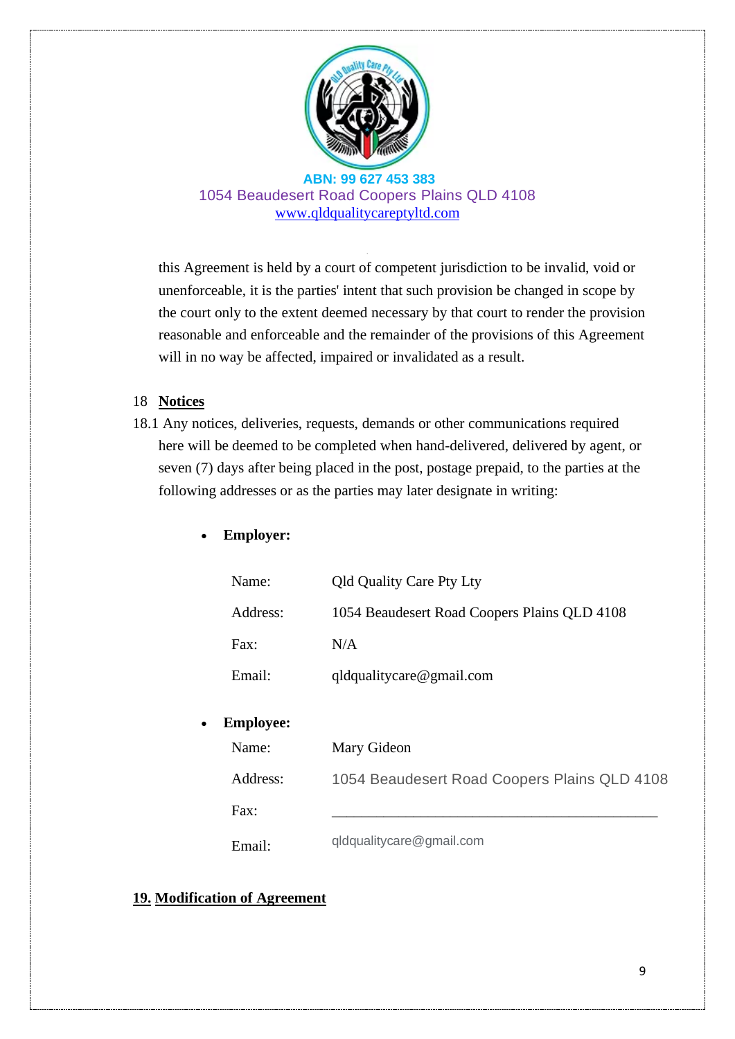this Agreement is held by a court of competent jurisdiction to be invalid, void or unenforceable, it is the parties' intent that such provision be changed in scope by the court only to the extent deemed necessary by that court to render the provision reasonable and enforceable and the remainder of the provisions of this Agreement will in no way be affected, impaired or invalidated as a result.

## 18 Notices

18.1 Any notices, deliveries, requests, demands or other communications required here will be deemed to be completed when hand-delivered, delivered by agent, or seven (7) days after being placed in the post, postage prepaid, to the parties at the following addresses or as the parties may later designate in writing:

- **Employer:**

| | |
|---|---|
| Name: | Qld Quality Care Pty Lty |
| Address: | 1054 Beaudesert Road Coopers Plains QLD 4108 |
| Fax: | N/A |
| Email: | qldqualitycare@gmail.com |

- **Employee:**

| | |
|---|---|
| Name: | Mary Gideon |
| Address: | 1054 Beaudesert Road Coopers Plains QLD 4108 |
| Fax: | ___________________________________ |
| Email: | qldqualitycare@gmail.com |

## 19. Modification of Agreement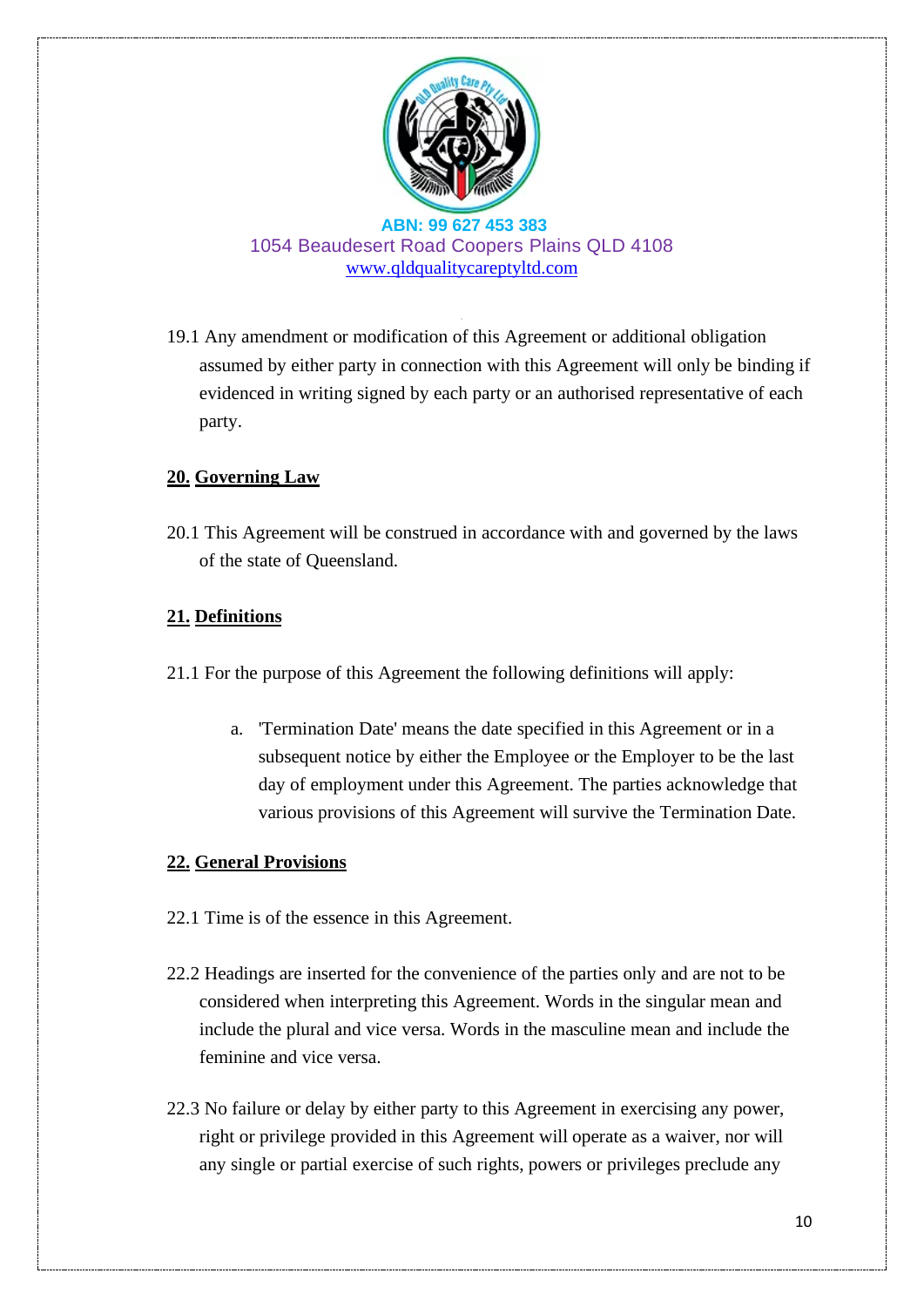19.1 Any amendment or modification of this Agreement or additional obligation assumed by either party in connection with this Agreement will only be binding if evidenced in writing signed by each party or an authorised representative of each party.

## 20. Governing Law

20.1 This Agreement will be construed in accordance with and governed by the laws of the state of Queensland.

## 21. Definitions

21.1 For the purpose of this Agreement the following definitions will apply:

a. 'Termination Date' means the date specified in this Agreement or in a subsequent notice by either the Employee or the Employer to be the last day of employment under this Agreement. The parties acknowledge that various provisions of this Agreement will survive the Termination Date.

## 22. General Provisions

22.1 Time is of the essence in this Agreement.

22.2 Headings are inserted for the convenience of the parties only and are not to be considered when interpreting this Agreement. Words in the singular mean and include the plural and vice versa. Words in the masculine mean and include the feminine and vice versa.

22.3 No failure or delay by either party to this Agreement in exercising any power, right or privilege provided in this Agreement will operate as a waiver, nor will any single or partial exercise of such rights, powers or privileges preclude any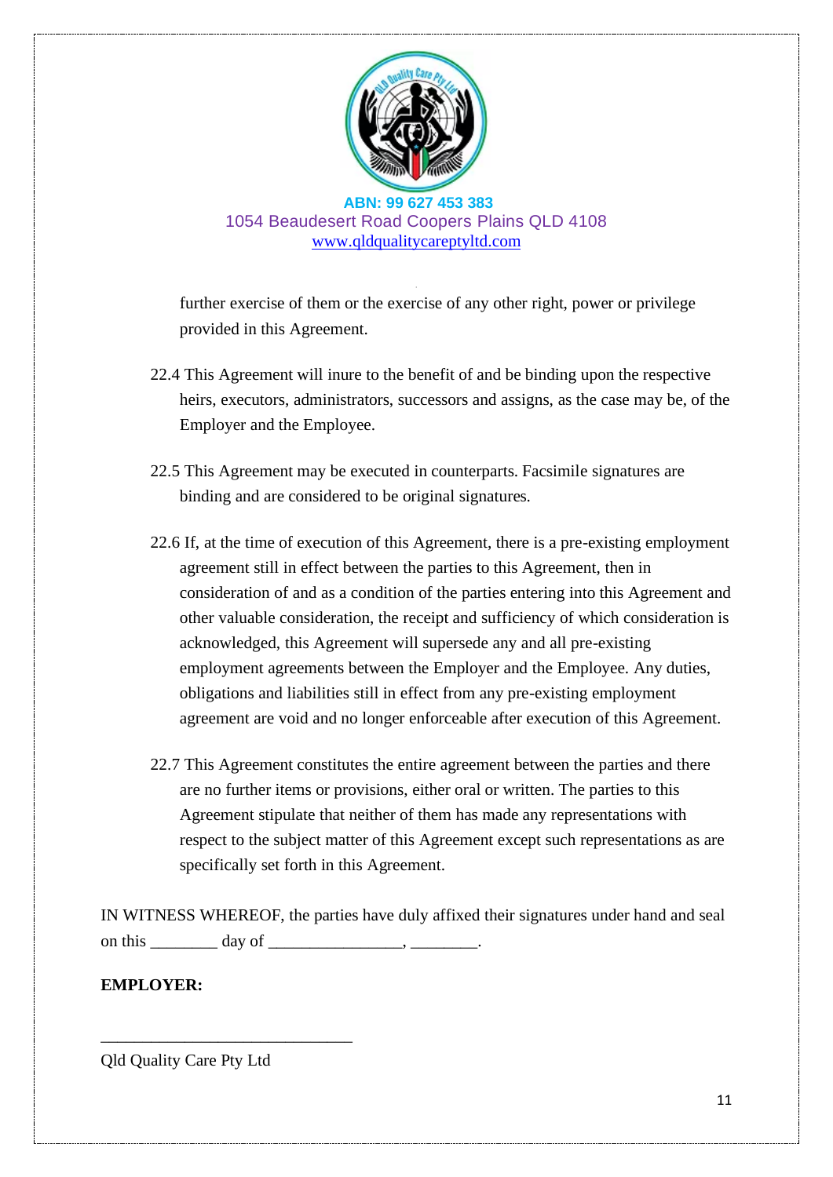further exercise of them or the exercise of any other right, power or privilege provided in this Agreement.

22.4 This Agreement will inure to the benefit of and be binding upon the respective heirs, executors, administrators, successors and assigns, as the case may be, of the Employer and the Employee.

22.5 This Agreement may be executed in counterparts. Facsimile signatures are binding and are considered to be original signatures.

22.6 If, at the time of execution of this Agreement, there is a pre-existing employment agreement still in effect between the parties to this Agreement, then in consideration of and as a condition of the parties entering into this Agreement and other valuable consideration, the receipt and sufficiency of which consideration is acknowledged, this Agreement will supersede any and all pre-existing employment agreements between the Employer and the Employee. Any duties, obligations and liabilities still in effect from any pre-existing employment agreement are void and no longer enforceable after execution of this Agreement.

22.7 This Agreement constitutes the entire agreement between the parties and there are no further items or provisions, either oral or written. The parties to this Agreement stipulate that neither of them has made any representations with respect to the subject matter of this Agreement except such representations as are specifically set forth in this Agreement.

IN WITNESS WHEREOF, the parties have duly affixed their signatures under hand and seal on this ________ day of ________________, ________.

**EMPLOYER:**

_______________________________

Qld Quality Care Pty Ltd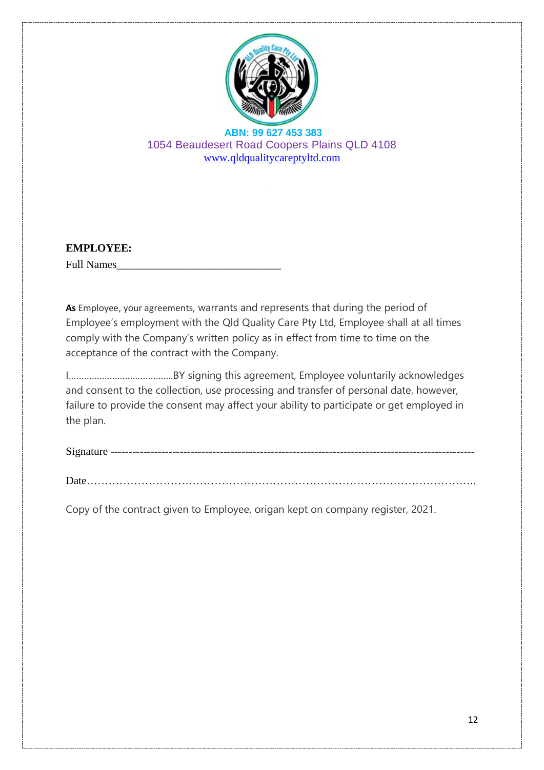ABN: 99 627 453 383
1054 Beaudesert Road Coopers Plains QLD 4108
www.qldqualitycareptyltd.com

**EMPLOYEE:**

Full Names_______________________________

**As** Employee, your agreements, warrants and represents that during the period of Employee's employment with the Qld Quality Care Pty Ltd, Employee shall at all times comply with the Company's written policy as in effect from time to time on the acceptance of the contract with the Company.

I………………………………….BY signing this agreement, Employee voluntarily acknowledges and consent to the collection, use processing and transfer of personal date, however, failure to provide the consent may affect your ability to participate or get employed in the plan.

Signature ----------------------------------------------------------------------------------------------

Date………………………………………………………………………………………..

Copy of the contract given to Employee, origan kept on company register, 2021.